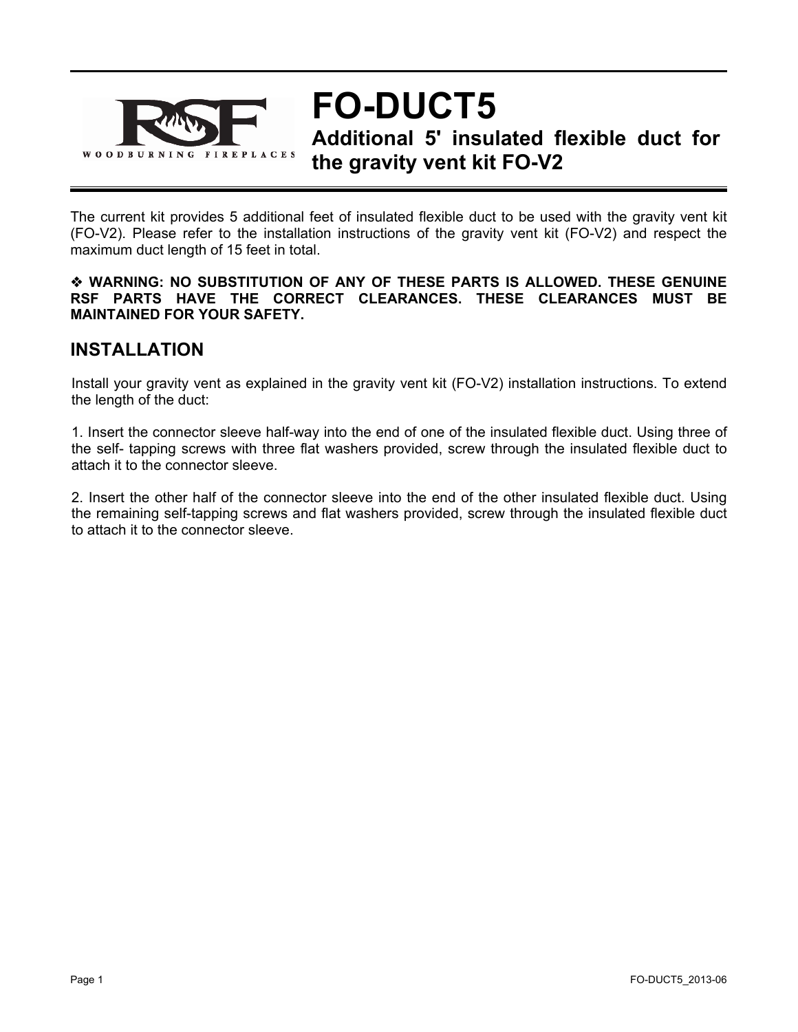# FO-DUCT5

## Additional 5' insulated flexible duct for the gravity vent kit FO-V2

The current kit provides 5 additional feet of insulated flexible duct to be used with the gravity vent kit (FO-V2). Please refer to the installation instructions of the gravity vent kit (FO-V2) and respect the maximum duct length of 15 feet in total.

❖ **WARNING: NO SUBSTITUTION OF ANY OF THESE PARTS IS ALLOWED. THESE GENUINE RSF PARTS HAVE THE CORRECT CLEARANCES. THESE CLEARANCES MUST BE MAINTAINED FOR YOUR SAFETY.**

## INSTALLATION

Install your gravity vent as explained in the gravity vent kit (FO-V2) installation instructions. To extend the length of the duct:

1. Insert the connector sleeve half-way into the end of one of the insulated flexible duct. Using three of the self- tapping screws with three flat washers provided, screw through the insulated flexible duct to attach it to the connector sleeve.

2. Insert the other half of the connector sleeve into the end of the other insulated flexible duct. Using the remaining self-tapping screws and flat washers provided, screw through the insulated flexible duct to attach it to the connector sleeve.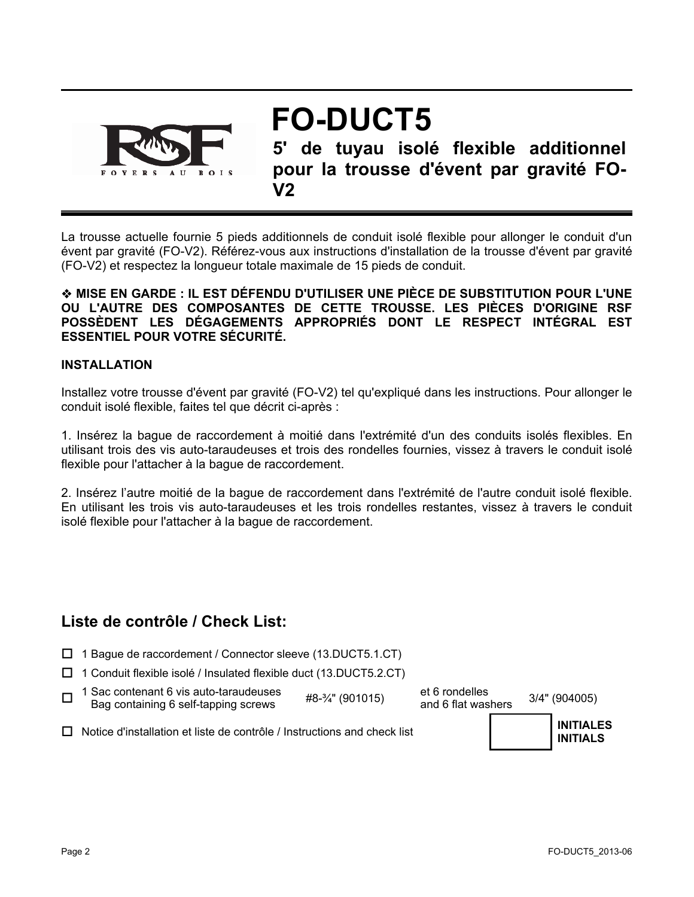# FO-DUCT5

## 5' de tuyau isolé flexible additionnel pour la trousse d'évent par gravité FO-V2

La trousse actuelle fournie 5 pieds additionnels de conduit isolé flexible pour allonger le conduit d'un évent par gravité (FO-V2). Référez-vous aux instructions d'installation de la trousse d'évent par gravité (FO-V2) et respectez la longueur totale maximale de 15 pieds de conduit.

❖ **MISE EN GARDE : IL EST DÉFENDU D'UTILISER UNE PIÈCE DE SUBSTITUTION POUR L'UNE OU L'AUTRE DES COMPOSANTES DE CETTE TROUSSE. LES PIÈCES D'ORIGINE RSF POSSÈDENT LES DÉGAGEMENTS APPROPRIÉS DONT LE RESPECT INTÉGRAL EST ESSENTIEL POUR VOTRE SÉCURITÉ.**

**INSTALLATION**

Installez votre trousse d'évent par gravité (FO-V2) tel qu'expliqué dans les instructions. Pour allonger le conduit isolé flexible, faites tel que décrit ci-après :

1. Insérez la bague de raccordement à moitié dans l'extrémité d'un des conduits isolés flexibles. En utilisant trois des vis auto-taraudeuses et trois des rondelles fournies, vissez à travers le conduit isolé flexible pour l'attacher à la bague de raccordement.

2. Insérez l'autre moitié de la bague de raccordement dans l'extrémité de l'autre conduit isolé flexible. En utilisant les trois vis auto-taraudeuses et les trois rondelles restantes, vissez à travers le conduit isolé flexible pour l'attacher à la bague de raccordement.

## Liste de contrôle / Check List:

- ☐ 1 Bague de raccordement / Connector sleeve (13.DUCT5.1.CT)
- ☐ 1 Conduit flexible isolé / Insulated flexible duct (13.DUCT5.2.CT)
- ☐ 1 Sac contenant 6 vis auto-taraudeuses / Bag containing 6 self-tapping screws #8-¾" (901015) et 6 rondelles / and 6 flat washers 3/4" (904005)
- ☐ Notice d'installation et liste de contrôle / Instructions and check list

**INITIALES**
**INITIALS**